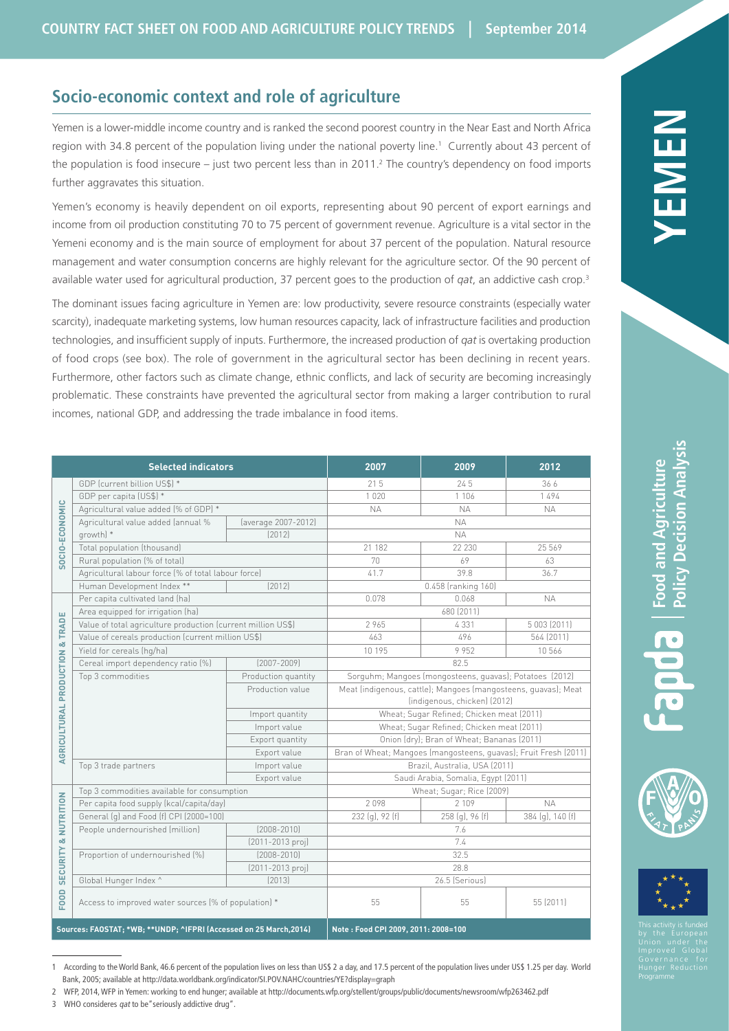# YEMEN

## Socio-economic context and role of agriculture

Yemen is a lower-middle income country and is ranked the second poorest country in the Near East and North Africa region with 34.8 percent of the population living under the national poverty line.[1] Currently about 43 percent of the population is food insecure – just two percent less than in 2011.[2] The country's dependency on food imports further aggravates this situation.

Yemen's economy is heavily dependent on oil exports, representing about 90 percent of export earnings and income from oil production constituting 70 to 75 percent of government revenue. Agriculture is a vital sector in the Yemeni economy and is the main source of employment for about 37 percent of the population. Natural resource management and water consumption concerns are highly relevant for the agriculture sector. Of the 90 percent of available water used for agricultural production, 37 percent goes to the production of *qat*, an addictive cash crop.[3]

The dominant issues facing agriculture in Yemen are: low productivity, severe resource constraints (especially water scarcity), inadequate marketing systems, low human resources capacity, lack of infrastructure facilities and production technologies, and insufficient supply of inputs. Furthermore, the increased production of *qat* is overtaking production of food crops (see box). The role of government in the agricultural sector has been declining in recent years. Furthermore, other factors such as climate change, ethnic conflicts, and lack of security are becoming increasingly problematic. These constraints have prevented the agricultural sector from making a larger contribution to rural incomes, national GDP, and addressing the trade imbalance in food items.

| | Selected indicators | | 2007 | 2009 | 2012 |
|---|---|---|---|---|---|
| SOCIO-ECONOMIC | GDP (current billion US$) * | | 21.5 | 24.5 | 36.6 |
| | GDP per capita (US$) * | | 1 020 | 1 106 | 1 494 |
| | Agricultural value added (% of GDP) * | | NA | NA | NA |
| | Agricultural value added (annual % growth) * | (average 2007-2012) | NA | | |
| | | (2012) | NA | | |
| | Total population (thousand) | | 21 182 | 22 230 | 25 569 |
| | Rural population (% of total) | | 70 | 69 | 63 |
| | Agricultural labour force (% of total labour force) | | 41.7 | 39.8 | 36.7 |
| | Human Development Index ** | (2012) | 0.458 (ranking 160) | | |
| AGRICULTURAL PRODUCTION & TRADE | Per capita cultivated land (ha) | | 0.078 | 0.068 | NA |
| | Area equipped for irrigation (ha) | | 680 (2011) | | |
| | Value of total agriculture production (current million US$) | | 2 965 | 4 331 | 5 003 (2011) |
| | Value of cereals production (current million US$) | | 463 | 496 | 564 (2011) |
| | Yield for cereals (hg/ha) | | 10 195 | 9 952 | 10 566 |
| | Cereal import dependency ratio (%) | (2007-2009) | 82.5 | | |
| | Top 3 commodities | Production quantity | Sorguhm; Mangoes (mongosteens, guavas); Potatoes (2012) | | |
| | | Production value | Meat (indigenous, cattle); Mangoes (mangosteens, guavas); Meat (indigenous, chicken) (2012) | | |
| | | Import quantity | Wheat; Sugar Refined; Chicken meat (2011) | | |
| | | Import value | Wheat; Sugar Refined; Chicken meat (2011) | | |
| | | Export quantity | Onion (dry); Bran of Wheat; Bananas (2011) | | |
| | | Export value | Bran of Wheat; Mangoes (mangosteens, guavas); Fruit Fresh (2011) | | |
| | Top 3 trade partners | Import value | Brazil, Australia, USA (2011) | | |
| | | Export value | Saudi Arabia, Somalia, Egypt (2011) | | |
| FOOD SECURITY & NUTRITION | Top 3 commodities available for consumption | | Wheat; Sugar; Rice (2009) | | |
| | Per capita food supply (kcal/capita/day) | | 2 098 | 2 109 | NA |
| | General (g) and Food (f) CPI (2000=100) | | 232 (g), 92 (f) | 258 (g), 96 (f) | 384 (g), 140 (f) |
| | People undernourished (million) | (2008-2010) | 7.6 | | |
| | | (2011-2013 proj) | 7.4 | | |
| | Proportion of undernourished (%) | (2008-2010) | 32.5 | | |
| | | (2011-2013 proj) | 28.8 | | |
| | Global Hunger Index ^ | (2013) | 26.5 (Serious) | | |
| | Access to improved water sources (% of population) * | | 55 | 55 | 55 (2011) |
| Sources: FAOSTAT; *WB; **UNDP; ^IFPRI (Accessed on 25 March,2014) | | | Note : Food CPI 2009, 2011: 2008=100 | | |

This activity is funded by the European Union under the Improved Global Governance for Hunger Reduction Programme

---

1 According to the World Bank, 46.6 percent of the population lives on less than US$ 2 a day, and 17.5 percent of the population lives under US$ 1.25 per day. World Bank, 2005; available at http://data.worldbank.org/indicator/SI.POV.NAHC/countries/YE?display=graph

2 WFP, 2014, WFP in Yemen: working to end hunger; available at http://documents.wfp.org/stellent/groups/public/documents/newsroom/wfp263462.pdf

3 WHO consideres *qat* to be "seriously addictive drug".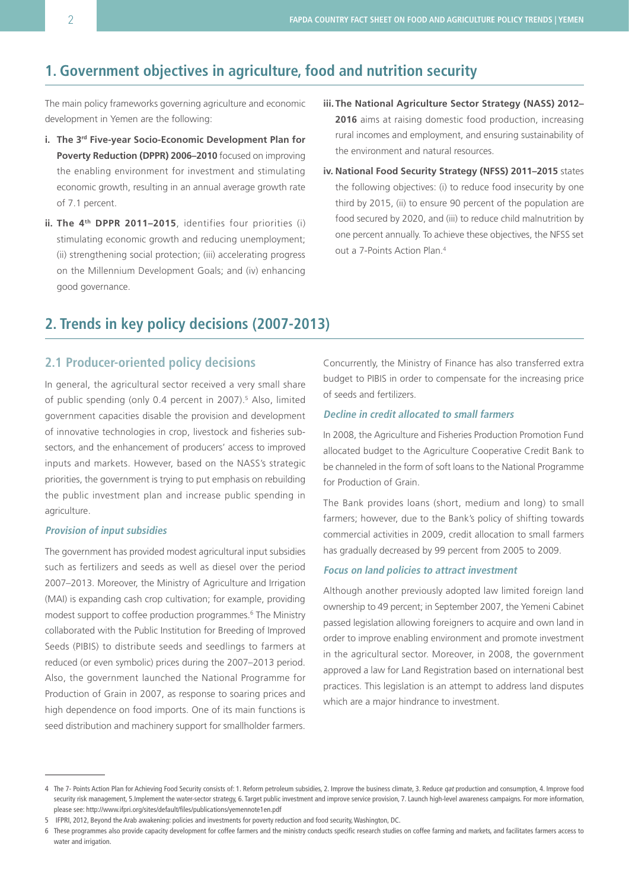## 1. Government objectives in agriculture, food and nutrition security

The main policy frameworks governing agriculture and economic development in Yemen are the following:

i. **The 3rd Five-year Socio-Economic Development Plan for Poverty Reduction (DPPR) 2006–2010** focused on improving the enabling environment for investment and stimulating economic growth, resulting in an annual average growth rate of 7.1 percent.

ii. **The 4th DPPR 2011–2015**, identifies four priorities (i) stimulating economic growth and reducing unemployment; (ii) strengthening social protection; (iii) accelerating progress on the Millennium Development Goals; and (iv) enhancing good governance.

iii. **The National Agriculture Sector Strategy (NASS) 2012–2016** aims at raising domestic food production, increasing rural incomes and employment, and ensuring sustainability of the environment and natural resources.

iv. **National Food Security Strategy (NFSS) 2011–2015** states the following objectives: (i) to reduce food insecurity by one third by 2015, (ii) to ensure 90 percent of the population are food secured by 2020, and (iii) to reduce child malnutrition by one percent annually. To achieve these objectives, the NFSS set out a 7-Points Action Plan.[4]

## 2. Trends in key policy decisions (2007-2013)

### 2.1 Producer-oriented policy decisions

In general, the agricultural sector received a very small share of public spending (only 0.4 percent in 2007).[5] Also, limited government capacities disable the provision and development of innovative technologies in crop, livestock and fisheries sub-sectors, and the enhancement of producers' access to improved inputs and markets. However, based on the NASS's strategic priorities, the government is trying to put emphasis on rebuilding the public investment plan and increase public spending in agriculture.

#### *Provision of input subsidies*

The government has provided modest agricultural input subsidies such as fertilizers and seeds as well as diesel over the period 2007–2013. Moreover, the Ministry of Agriculture and Irrigation (MAI) is expanding cash crop cultivation; for example, providing modest support to coffee production programmes.[6] The Ministry collaborated with the Public Institution for Breeding of Improved Seeds (PIBIS) to distribute seeds and seedlings to farmers at reduced (or even symbolic) prices during the 2007–2013 period. Also, the government launched the National Programme for Production of Grain in 2007, as response to soaring prices and high dependence on food imports. One of its main functions is seed distribution and machinery support for smallholder farmers. Concurrently, the Ministry of Finance has also transferred extra budget to PIBIS in order to compensate for the increasing price of seeds and fertilizers.

#### *Decline in credit allocated to small farmers*

In 2008, the Agriculture and Fisheries Production Promotion Fund allocated budget to the Agriculture Cooperative Credit Bank to be channeled in the form of soft loans to the National Programme for Production of Grain.

The Bank provides loans (short, medium and long) to small farmers; however, due to the Bank's policy of shifting towards commercial activities in 2009, credit allocation to small farmers has gradually decreased by 99 percent from 2005 to 2009.

#### *Focus on land policies to attract investment*

Although another previously adopted law limited foreign land ownership to 49 percent; in September 2007, the Yemeni Cabinet passed legislation allowing foreigners to acquire and own land in order to improve enabling environment and promote investment in the agricultural sector. Moreover, in 2008, the government approved a law for Land Registration based on international best practices. This legislation is an attempt to address land disputes which are a major hindrance to investment.

---

4 The 7- Points Action Plan for Achieving Food Security consists of: 1. Reform petroleum subsidies, 2. Improve the business climate, 3. Reduce *qat* production and consumption, 4. Improve food security risk management, 5.Implement the water-sector strategy, 6. Target public investment and improve service provision, 7. Launch high-level awareness campaigns. For more information, please see: http://www.ifpri.org/sites/default/files/publications/yemennote1en.pdf

5 IFPRI, 2012, Beyond the Arab awakening: policies and investments for poverty reduction and food security, Washington, DC.

6 These programmes also provide capacity development for coffee farmers and the ministry conducts specific research studies on coffee farming and markets, and facilitates farmers access to water and irrigation.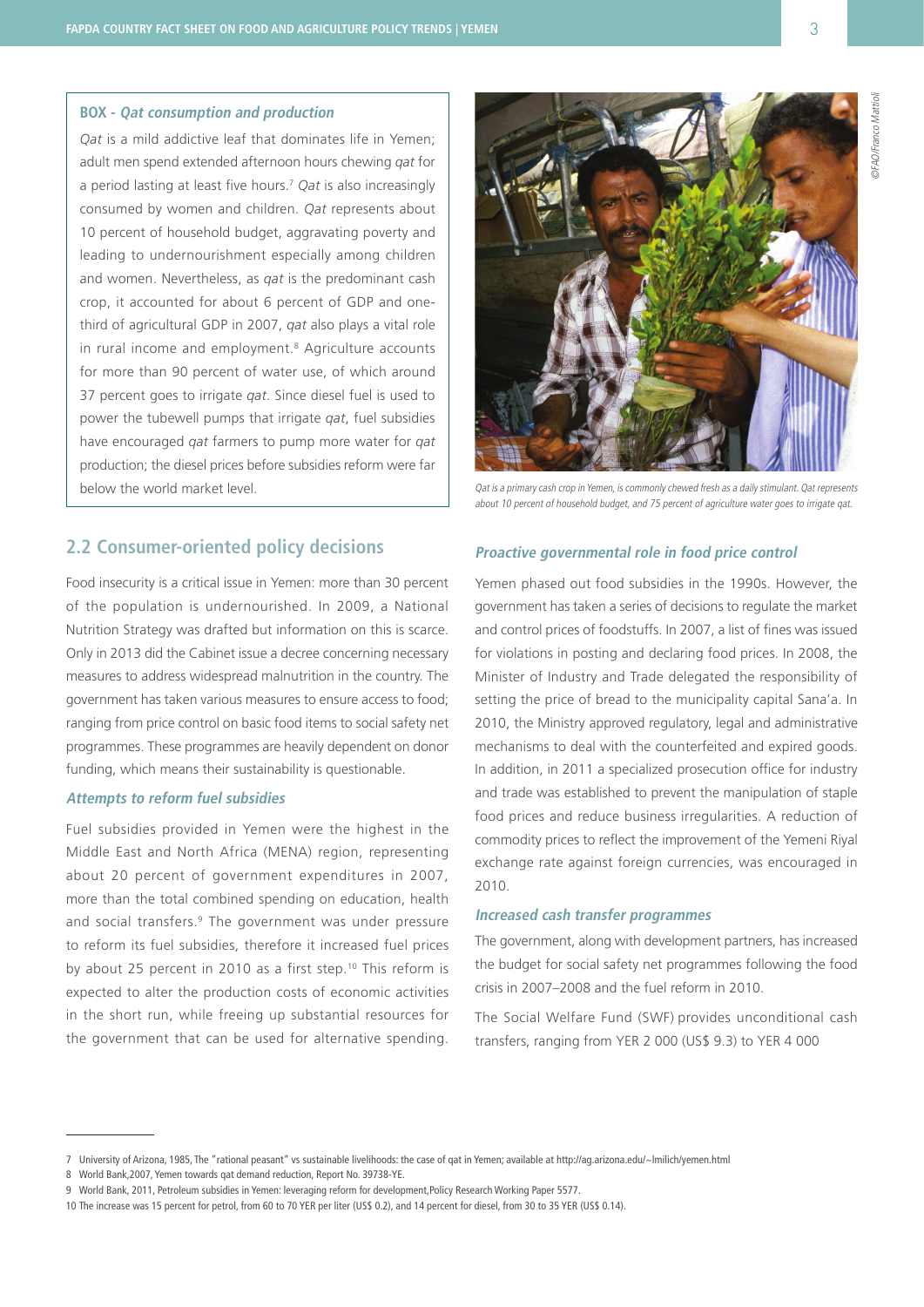**BOX - *Qat consumption and production***

*Qat* is a mild addictive leaf that dominates life in Yemen; adult men spend extended afternoon hours chewing *qat* for a period lasting at least five hours.[7] *Qat* is also increasingly consumed by women and children. *Qat* represents about 10 percent of household budget, aggravating poverty and leading to undernourishment especially among children and women. Nevertheless, as *qat* is the predominant cash crop, it accounted for about 6 percent of GDP and one-third of agricultural GDP in 2007, *qat* also plays a vital role in rural income and employment.[8] Agriculture accounts for more than 90 percent of water use, of which around 37 percent goes to irrigate *qat*. Since diesel fuel is used to power the tubewell pumps that irrigate *qat*, fuel subsidies have encouraged *qat* farmers to pump more water for *qat* production; the diesel prices before subsidies reform were far below the world market level.

*Qat is a primary cash crop in Yemen, is commonly chewed fresh as a daily stimulant. Qat represents about 10 percent of household budget, and 75 percent of agriculture water goes to irrigate qat.*

©FAO/Franco Mattioli

## 2.2 Consumer-oriented policy decisions

Food insecurity is a critical issue in Yemen: more than 30 percent of the population is undernourished. In 2009, a National Nutrition Strategy was drafted but information on this is scarce. Only in 2013 did the Cabinet issue a decree concerning necessary measures to address widespread malnutrition in the country. The government has taken various measures to ensure access to food; ranging from price control on basic food items to social safety net programmes. These programmes are heavily dependent on donor funding, which means their sustainability is questionable.

### *Attempts to reform fuel subsidies*

Fuel subsidies provided in Yemen were the highest in the Middle East and North Africa (MENA) region, representing about 20 percent of government expenditures in 2007, more than the total combined spending on education, health and social transfers.[9] The government was under pressure to reform its fuel subsidies, therefore it increased fuel prices by about 25 percent in 2010 as a first step.[10] This reform is expected to alter the production costs of economic activities in the short run, while freeing up substantial resources for the government that can be used for alternative spending.

### *Proactive governmental role in food price control*

Yemen phased out food subsidies in the 1990s. However, the government has taken a series of decisions to regulate the market and control prices of foodstuffs. In 2007, a list of fines was issued for violations in posting and declaring food prices. In 2008, the Minister of Industry and Trade delegated the responsibility of setting the price of bread to the municipality capital Sana'a. In 2010, the Ministry approved regulatory, legal and administrative mechanisms to deal with the counterfeited and expired goods. In addition, in 2011 a specialized prosecution office for industry and trade was established to prevent the manipulation of staple food prices and reduce business irregularities. A reduction of commodity prices to reflect the improvement of the Yemeni Riyal exchange rate against foreign currencies, was encouraged in 2010.

### *Increased cash transfer programmes*

The government, along with development partners, has increased the budget for social safety net programmes following the food crisis in 2007–2008 and the fuel reform in 2010.

The Social Welfare Fund (SWF) provides unconditional cash transfers, ranging from YER 2 000 (US$ 9.3) to YER 4 000

---

7 University of Arizona, 1985, The "rational peasant" vs sustainable livelihoods: the case of qat in Yemen; available at http://ag.arizona.edu/~lmilich/yemen.html

8 World Bank,2007, Yemen towards qat demand reduction, Report No. 39738-YE.

9 World Bank, 2011, Petroleum subsidies in Yemen: leveraging reform for development,Policy Research Working Paper 5577.

10 The increase was 15 percent for petrol, from 60 to 70 YER per liter (US$ 0.2), and 14 percent for diesel, from 30 to 35 YER (US$ 0.14).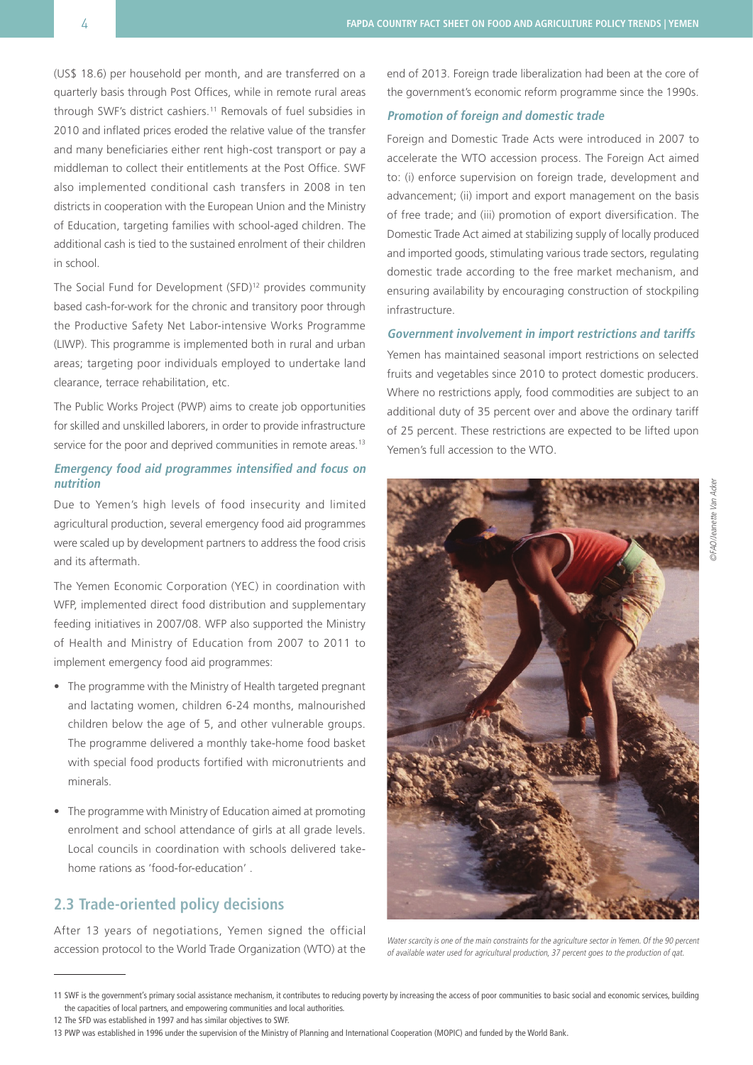(US$ 18.6) per household per month, and are transferred on a quarterly basis through Post Offices, while in remote rural areas through SWF's district cashiers.[11] Removals of fuel subsidies in 2010 and inflated prices eroded the relative value of the transfer and many beneficiaries either rent high-cost transport or pay a middleman to collect their entitlements at the Post Office. SWF also implemented conditional cash transfers in 2008 in ten districts in cooperation with the European Union and the Ministry of Education, targeting families with school-aged children. The additional cash is tied to the sustained enrolment of their children in school.

The Social Fund for Development (SFD)[12] provides community based cash-for-work for the chronic and transitory poor through the Productive Safety Net Labor-intensive Works Programme (LIWP). This programme is implemented both in rural and urban areas; targeting poor individuals employed to undertake land clearance, terrace rehabilitation, etc.

The Public Works Project (PWP) aims to create job opportunities for skilled and unskilled laborers, in order to provide infrastructure service for the poor and deprived communities in remote areas.[13]

### *Emergency food aid programmes intensified and focus on nutrition*

Due to Yemen's high levels of food insecurity and limited agricultural production, several emergency food aid programmes were scaled up by development partners to address the food crisis and its aftermath.

The Yemen Economic Corporation (YEC) in coordination with WFP, implemented direct food distribution and supplementary feeding initiatives in 2007/08. WFP also supported the Ministry of Health and Ministry of Education from 2007 to 2011 to implement emergency food aid programmes:

- The programme with the Ministry of Health targeted pregnant and lactating women, children 6-24 months, malnourished children below the age of 5, and other vulnerable groups. The programme delivered a monthly take-home food basket with special food products fortified with micronutrients and minerals.
- The programme with Ministry of Education aimed at promoting enrolment and school attendance of girls at all grade levels. Local councils in coordination with schools delivered take-home rations as 'food-for-education' .

## 2.3 Trade-oriented policy decisions

After 13 years of negotiations, Yemen signed the official accession protocol to the World Trade Organization (WTO) at the end of 2013. Foreign trade liberalization had been at the core of the government's economic reform programme since the 1990s.

### *Promotion of foreign and domestic trade*

Foreign and Domestic Trade Acts were introduced in 2007 to accelerate the WTO accession process. The Foreign Act aimed to: (i) enforce supervision on foreign trade, development and advancement; (ii) import and export management on the basis of free trade; and (iii) promotion of export diversification. The Domestic Trade Act aimed at stabilizing supply of locally produced and imported goods, stimulating various trade sectors, regulating domestic trade according to the free market mechanism, and ensuring availability by encouraging construction of stockpiling infrastructure.

### *Government involvement in import restrictions and tariffs*

Yemen has maintained seasonal import restrictions on selected fruits and vegetables since 2010 to protect domestic producers. Where no restrictions apply, food commodities are subject to an additional duty of 35 percent over and above the ordinary tariff of 25 percent. These restrictions are expected to be lifted upon Yemen's full accession to the WTO.

©FAO/Jeanette Van Acker

*Water scarcity is one of the main constraints for the agriculture sector in Yemen. Of the 90 percent of available water used for agricultural production, 37 percent goes to the production of qat.*

---

11 SWF is the government's primary social assistance mechanism, it contributes to reducing poverty by increasing the access of poor communities to basic social and economic services, building the capacities of local partners, and empowering communities and local authorities.

12 The SFD was established in 1997 and has similar objectives to SWF.

13 PWP was established in 1996 under the supervision of the Ministry of Planning and International Cooperation (MOPIC) and funded by the World Bank.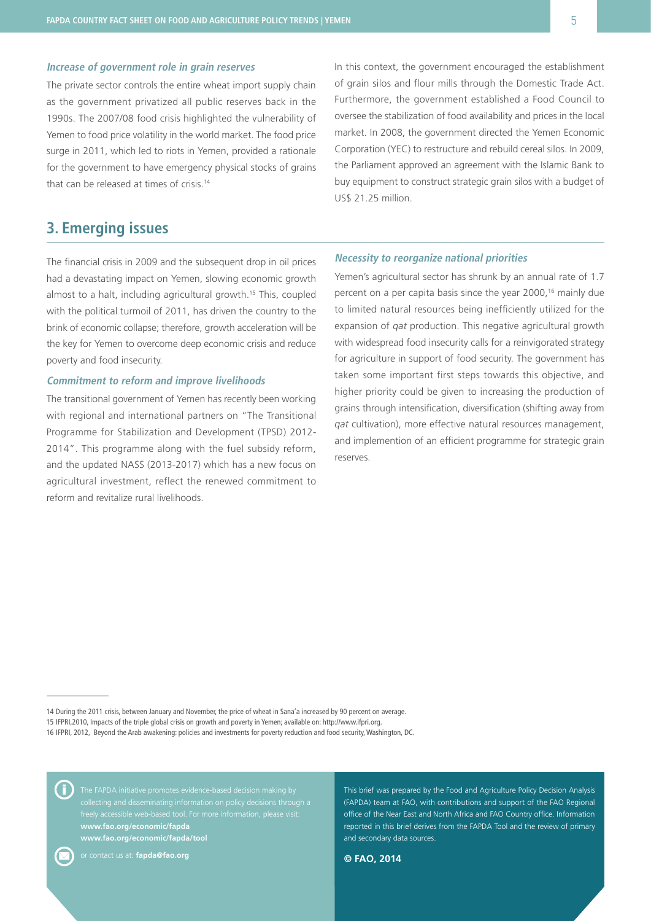### *Increase of government role in grain reserves*

The private sector controls the entire wheat import supply chain as the government privatized all public reserves back in the 1990s. The 2007/08 food crisis highlighted the vulnerability of Yemen to food price volatility in the world market. The food price surge in 2011, which led to riots in Yemen, provided a rationale for the government to have emergency physical stocks of grains that can be released at times of crisis.[14]

In this context, the government encouraged the establishment of grain silos and flour mills through the Domestic Trade Act. Furthermore, the government established a Food Council to oversee the stabilization of food availability and prices in the local market. In 2008, the government directed the Yemen Economic Corporation (YEC) to restructure and rebuild cereal silos. In 2009, the Parliament approved an agreement with the Islamic Bank to buy equipment to construct strategic grain silos with a budget of US$ 21.25 million.

## 3. Emerging issues

The financial crisis in 2009 and the subsequent drop in oil prices had a devastating impact on Yemen, slowing economic growth almost to a halt, including agricultural growth.[15] This, coupled with the political turmoil of 2011, has driven the country to the brink of economic collapse; therefore, growth acceleration will be the key for Yemen to overcome deep economic crisis and reduce poverty and food insecurity.

### *Commitment to reform and improve livelihoods*

The transitional government of Yemen has recently been working with regional and international partners on "The Transitional Programme for Stabilization and Development (TPSD) 2012-2014". This programme along with the fuel subsidy reform, and the updated NASS (2013-2017) which has a new focus on agricultural investment, reflect the renewed commitment to reform and revitalize rural livelihoods.

### *Necessity to reorganize national priorities*

Yemen's agricultural sector has shrunk by an annual rate of 1.7 percent on a per capita basis since the year 2000,[16] mainly due to limited natural resources being inefficiently utilized for the expansion of *qat* production. This negative agricultural growth with widespread food insecurity calls for a reinvigorated strategy for agriculture in support of food security. The government has taken some important first steps towards this objective, and higher priority could be given to increasing the production of grains through intensification, diversification (shifting away from *qat* cultivation), more effective natural resources management, and implemention of an efficient programme for strategic grain reserves.

---

14 During the 2011 crisis, between January and November, the price of wheat in Sana'a increased by 90 percent on average.

15 IFPRI,2010, Impacts of the triple global crisis on growth and poverty in Yemen; available on: http://www.ifpri.org.

16 IFPRI, 2012, Beyond the Arab awakening: policies and investments for poverty reduction and food security, Washington, DC.

The FAPDA initiative promotes evidence-based decision making by collecting and disseminating information on policy decisions through a freely accessible web-based tool. For more information, please visit: **www.fao.org/economic/fapda** **www.fao.org/economic/fapda/tool**

or contact us at: **fapda@fao.org**

This brief was prepared by the Food and Agriculture Policy Decision Analysis (FAPDA) team at FAO, with contributions and support of the FAO Regional office of the Near East and North Africa and FAO Country office. Information reported in this brief derives from the FAPDA Tool and the review of primary and secondary data sources.

**© FAO, 2014**